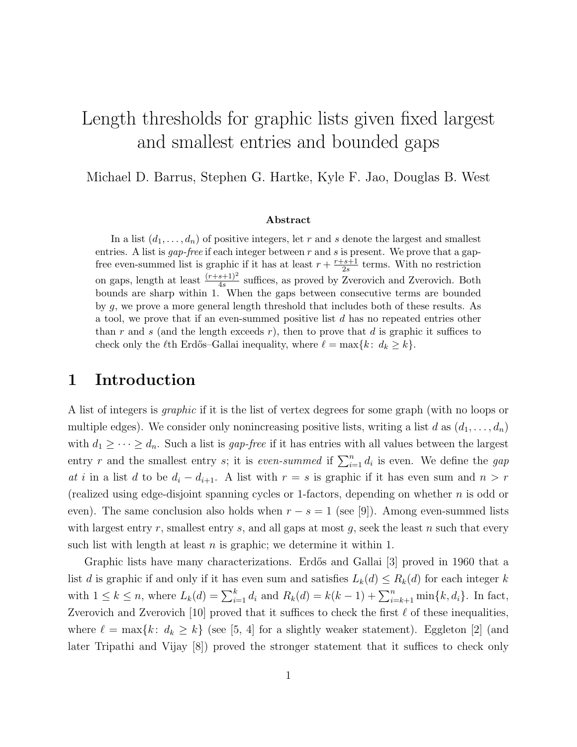# Length thresholds for graphic lists given fixed largest and smallest entries and bounded gaps

Michael D. Barrus, Stephen G. Hartke, Kyle F. Jao, Douglas B. West

### Abstract

In a list $(d_1, \ldots, d_n)$ of positive integers, let $r$ and $s$ denote the largest and smallest entries. A list is *gap-free* if each integer between $r$ and $s$ is present. We prove that a gap-free even-summed list is graphic if it has at least $r + \frac{r+s+1}{2s}$ terms. With no restriction on gaps, length at least $\frac{(r+s+1)^2}{4s}$ suffices, as proved by Zverovich and Zverovich. Both bounds are sharp within 1. When the gaps between consecutive terms are bounded by $g$, we prove a more general length threshold that includes both of these results. As a tool, we prove that if an even-summed positive list $d$ has no repeated entries other than $r$ and $s$ (and the length exceeds $r$), then to prove that $d$ is graphic it suffices to check only the $\ell$th Erdős–Gallai inequality, where $\ell = \max\{k\colon\ d_k \geq k\}$.

## 1 Introduction

A list of integers is *graphic* if it is the list of vertex degrees for some graph (with no loops or multiple edges). We consider only nonincreasing positive lists, writing a list $d$ as $(d_1, \ldots, d_n)$ with $d_1 \geq \cdots \geq d_n$. Such a list is *gap-free* if it has entries with all values between the largest entry $r$ and the smallest entry $s$; it is *even-summed* if $\sum_{i=1}^{n} d_i$ is even. We define the *gap at $i$* in a list $d$ to be $d_i - d_{i+1}$. A list with $r = s$ is graphic if it has even sum and $n > r$ (realized using edge-disjoint spanning cycles or 1-factors, depending on whether $n$ is odd or even). The same conclusion also holds when $r - s = 1$ (see [9]). Among even-summed lists with largest entry $r$, smallest entry $s$, and all gaps at most $g$, seek the least $n$ such that every such list with length at least $n$ is graphic; we determine it within 1.

Graphic lists have many characterizations. Erdős and Gallai [3] proved in 1960 that a list $d$ is graphic if and only if it has even sum and satisfies $L_k(d) \leq R_k(d)$ for each integer $k$ with $1 \leq k \leq n$, where $L_k(d) = \sum_{i=1}^{k} d_i$ and $R_k(d) = k(k-1) + \sum_{i=k+1}^{n} \min\{k, d_i\}$. In fact, Zverovich and Zverovich [10] proved that it suffices to check the first $\ell$ of these inequalities, where $\ell = \max\{k\colon\ d_k \geq k\}$ (see [5, 4] for a slightly weaker statement). Eggleton [2] (and later Tripathi and Vijay [8]) proved the stronger statement that it suffices to check only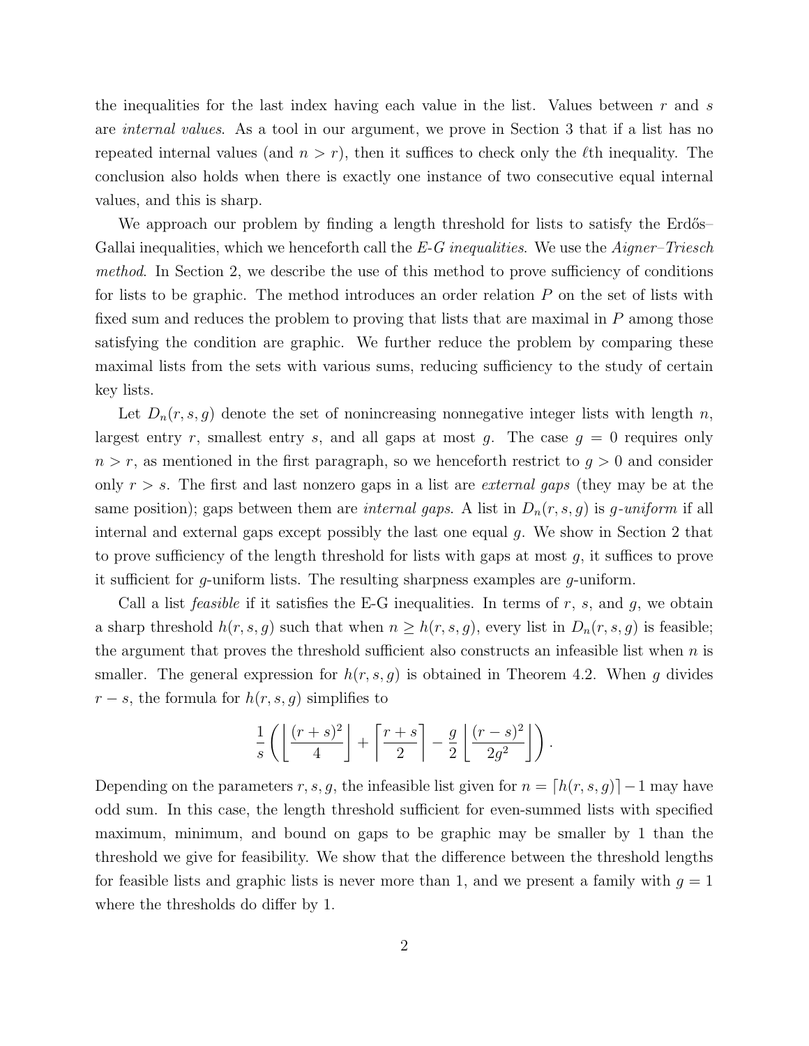the inequalities for the last index having each value in the list. Values between $r$ and $s$ are *internal values*. As a tool in our argument, we prove in Section 3 that if a list has no repeated internal values (and $n > r$), then it suffices to check only the $\ell$th inequality. The conclusion also holds when there is exactly one instance of two consecutive equal internal values, and this is sharp.

We approach our problem by finding a length threshold for lists to satisfy the Erdős–Gallai inequalities, which we henceforth call the *E-G inequalities*. We use the *Aigner–Triesch method*. In Section 2, we describe the use of this method to prove sufficiency of conditions for lists to be graphic. The method introduces an order relation $P$ on the set of lists with fixed sum and reduces the problem to proving that lists that are maximal in $P$ among those satisfying the condition are graphic. We further reduce the problem by comparing these maximal lists from the sets with various sums, reducing sufficiency to the study of certain key lists.

Let $D_n(r, s, g)$ denote the set of nonincreasing nonnegative integer lists with length $n$, largest entry $r$, smallest entry $s$, and all gaps at most $g$. The case $g = 0$ requires only $n > r$, as mentioned in the first paragraph, so we henceforth restrict to $g > 0$ and consider only $r > s$. The first and last nonzero gaps in a list are *external gaps* (they may be at the same position); gaps between them are *internal gaps*. A list in $D_n(r, s, g)$ is *$g$-uniform* if all internal and external gaps except possibly the last one equal $g$. We show in Section 2 that to prove sufficiency of the length threshold for lists with gaps at most $g$, it suffices to prove it sufficient for $g$-uniform lists. The resulting sharpness examples are $g$-uniform.

Call a list *feasible* if it satisfies the E-G inequalities. In terms of $r$, $s$, and $g$, we obtain a sharp threshold $h(r, s, g)$ such that when $n \geq h(r, s, g)$, every list in $D_n(r, s, g)$ is feasible; the argument that proves the threshold sufficient also constructs an infeasible list when $n$ is smaller. The general expression for $h(r, s, g)$ is obtained in Theorem 4.2. When $g$ divides $r - s$, the formula for $h(r, s, g)$ simplifies to

$$\frac{1}{s}\left(\left\lfloor \frac{(r+s)^2}{4} \right\rfloor + \left\lceil \frac{r+s}{2} \right\rceil - \frac{g}{2}\left\lfloor \frac{(r-s)^2}{2g^2} \right\rfloor\right).$$

Depending on the parameters $r, s, g$, the infeasible list given for $n = \lceil h(r, s, g) \rceil - 1$ may have odd sum. In this case, the length threshold sufficient for even-summed lists with specified maximum, minimum, and bound on gaps to be graphic may be smaller by 1 than the threshold we give for feasibility. We show that the difference between the threshold lengths for feasible lists and graphic lists is never more than 1, and we present a family with $g = 1$ where the thresholds do differ by 1.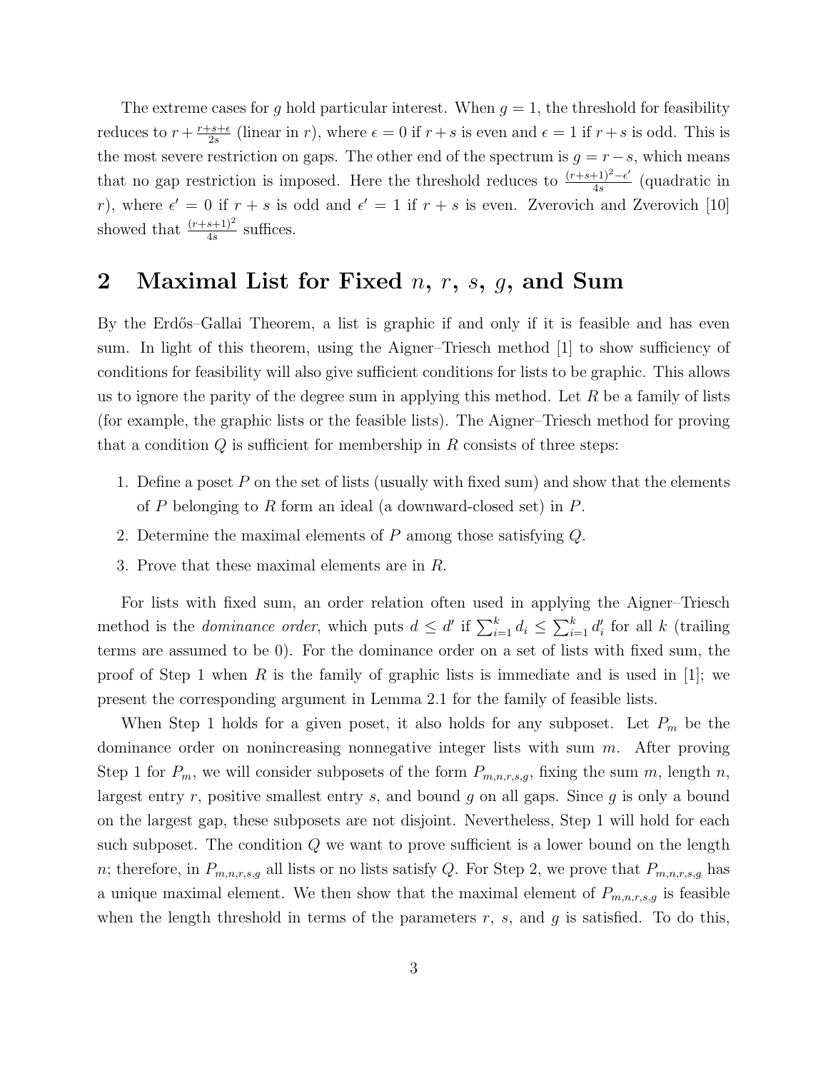The extreme cases for $g$ hold particular interest. When $g = 1$, the threshold for feasibility reduces to $r + \frac{r+s+\epsilon}{2s}$ (linear in $r$), where $\epsilon = 0$ if $r + s$ is even and $\epsilon = 1$ if $r+s$ is odd. This is the most severe restriction on gaps. The other end of the spectrum is $g = r - s$, which means that no gap restriction is imposed. Here the threshold reduces to $\frac{(r+s+1)^2-\epsilon'}{4s}$ (quadratic in $r$), where $\epsilon' = 0$ if $r + s$ is odd and $\epsilon' = 1$ if $r + s$ is even. Zverovich and Zverovich [10] showed that $\frac{(r+s+1)^2}{4s}$ suffices.

## 2 Maximal List for Fixed $n$, $r$, $s$, $g$, and Sum

By the Erdős–Gallai Theorem, a list is graphic if and only if it is feasible and has even sum. In light of this theorem, using the Aigner–Triesch method [1] to show sufficiency of conditions for feasibility will also give sufficient conditions for lists to be graphic. This allows us to ignore the parity of the degree sum in applying this method. Let $R$ be a family of lists (for example, the graphic lists or the feasible lists). The Aigner–Triesch method for proving that a condition $Q$ is sufficient for membership in $R$ consists of three steps:

1. Define a poset $P$ on the set of lists (usually with fixed sum) and show that the elements of $P$ belonging to $R$ form an ideal (a downward-closed set) in $P$.
2. Determine the maximal elements of $P$ among those satisfying $Q$.
3. Prove that these maximal elements are in $R$.

For lists with fixed sum, an order relation often used in applying the Aigner–Triesch method is the *dominance order*, which puts $d \le d'$ if $\sum_{i=1}^{k} d_i \le \sum_{i=1}^{k} d'_i$ for all $k$ (trailing terms are assumed to be 0). For the dominance order on a set of lists with fixed sum, the proof of Step 1 when $R$ is the family of graphic lists is immediate and is used in [1]; we present the corresponding argument in Lemma 2.1 for the family of feasible lists.

When Step 1 holds for a given poset, it also holds for any subposet. Let $P_m$ be the dominance order on nonincreasing nonnegative integer lists with sum $m$. After proving Step 1 for $P_m$, we will consider subposets of the form $P_{m,n,r,s,g}$, fixing the sum $m$, length $n$, largest entry $r$, positive smallest entry $s$, and bound $g$ on all gaps. Since $g$ is only a bound on the largest gap, these subposets are not disjoint. Nevertheless, Step 1 will hold for each such subposet. The condition $Q$ we want to prove sufficient is a lower bound on the length $n$; therefore, in $P_{m,n,r,s,g}$ all lists or no lists satisfy $Q$. For Step 2, we prove that $P_{m,n,r,s,g}$ has a unique maximal element. We then show that the maximal element of $P_{m,n,r,s,g}$ is feasible when the length threshold in terms of the parameters $r$, $s$, and $g$ is satisfied. To do this,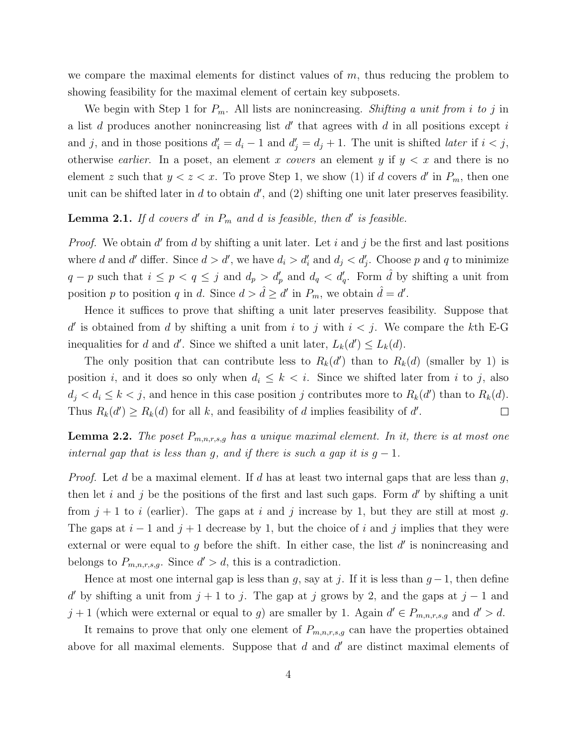we compare the maximal elements for distinct values of $m$, thus reducing the problem to showing feasibility for the maximal element of certain key subposets.

We begin with Step 1 for $P_m$. All lists are nonincreasing. *Shifting a unit from $i$ to $j$* in a list $d$ produces another nonincreasing list $d'$ that agrees with $d$ in all positions except $i$ and $j$, and in those positions $d'_i = d_i - 1$ and $d'_j = d_j + 1$. The unit is shifted *later* if $i < j$, otherwise *earlier*. In a poset, an element $x$ *covers* an element $y$ if $y < x$ and there is no element $z$ such that $y < z < x$. To prove Step 1, we show (1) if $d$ covers $d'$ in $P_m$, then one unit can be shifted later in $d$ to obtain $d'$, and (2) shifting one unit later preserves feasibility.

**Lemma 2.1.** *If $d$ covers $d'$ in $P_m$ and $d$ is feasible, then $d'$ is feasible.*

*Proof.* We obtain $d'$ from $d$ by shifting a unit later. Let $i$ and $j$ be the first and last positions where $d$ and $d'$ differ. Since $d > d'$, we have $d_i > d'_i$ and $d_j < d'_j$. Choose $p$ and $q$ to minimize $q - p$ such that $i \le p < q \le j$ and $d_p > d'_p$ and $d_q < d'_q$. Form $\hat{d}$ by shifting a unit from position $p$ to position $q$ in $d$. Since $d > \hat{d} \ge d'$ in $P_m$, we obtain $\hat{d} = d'$.

Hence it suffices to prove that shifting a unit later preserves feasibility. Suppose that $d'$ is obtained from $d$ by shifting a unit from $i$ to $j$ with $i < j$. We compare the $k$th E-G inequalities for $d$ and $d'$. Since we shifted a unit later, $L_k(d') \le L_k(d)$.

The only position that can contribute less to $R_k(d')$ than to $R_k(d)$ (smaller by 1) is position $i$, and it does so only when $d_i \le k < i$. Since we shifted later from $i$ to $j$, also $d_j < d_i \le k < j$, and hence in this case position $j$ contributes more to $R_k(d')$ than to $R_k(d)$. Thus $R_k(d') \ge R_k(d)$ for all $k$, and feasibility of $d$ implies feasibility of $d'$. $\square$

**Lemma 2.2.** *The poset $P_{m,n,r,s,g}$ has a unique maximal element. In it, there is at most one internal gap that is less than $g$, and if there is such a gap it is $g - 1$.*

*Proof.* Let $d$ be a maximal element. If $d$ has at least two internal gaps that are less than $g$, then let $i$ and $j$ be the positions of the first and last such gaps. Form $d'$ by shifting a unit from $j + 1$ to $i$ (earlier). The gaps at $i$ and $j$ increase by 1, but they are still at most $g$. The gaps at $i - 1$ and $j + 1$ decrease by 1, but the choice of $i$ and $j$ implies that they were external or were equal to $g$ before the shift. In either case, the list $d'$ is nonincreasing and belongs to $P_{m,n,r,s,g}$. Since $d' > d$, this is a contradiction.

Hence at most one internal gap is less than $g$, say at $j$. If it is less than $g-1$, then define $d'$ by shifting a unit from $j+1$ to $j$. The gap at $j$ grows by 2, and the gaps at $j-1$ and $j+1$ (which were external or equal to $g$) are smaller by 1. Again $d' \in P_{m,n,r,s,g}$ and $d' > d$.

It remains to prove that only one element of $P_{m,n,r,s,g}$ can have the properties obtained above for all maximal elements. Suppose that $d$ and $d'$ are distinct maximal elements of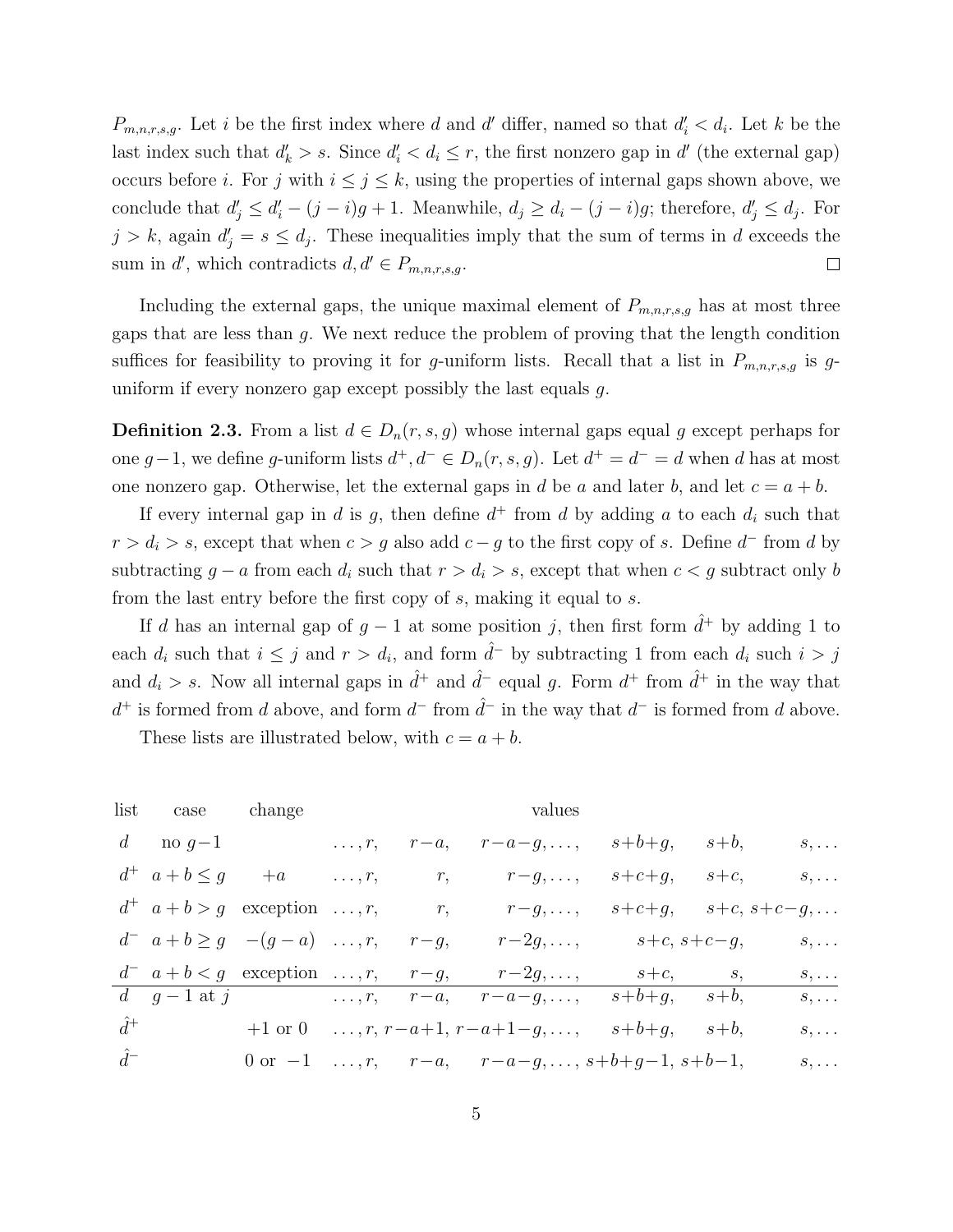$P_{m,n,r,s,g}$. Let $i$ be the first index where $d$ and $d'$ differ, named so that $d'_i < d_i$. Let $k$ be the last index such that $d'_k > s$. Since $d'_i < d_i \le r$, the first nonzero gap in $d'$ (the external gap) occurs before $i$. For $j$ with $i \le j \le k$, using the properties of internal gaps shown above, we conclude that $d'_j \le d'_i - (j-i)g + 1$. Meanwhile, $d_j \ge d_i - (j-i)g$; therefore, $d'_j \le d_j$. For $j > k$, again $d'_j = s \le d_j$. These inequalities imply that the sum of terms in $d$ exceeds the sum in $d'$, which contradicts $d, d' \in P_{m,n,r,s,g}$. □

Including the external gaps, the unique maximal element of $P_{m,n,r,s,g}$ has at most three gaps that are less than $g$. We next reduce the problem of proving that the length condition suffices for feasibility to proving it for $g$-uniform lists. Recall that a list in $P_{m,n,r,s,g}$ is $g$-uniform if every nonzero gap except possibly the last equals $g$.

**Definition 2.3.** From a list $d \in D_n(r,s,g)$ whose internal gaps equal $g$ except perhaps for one $g-1$, we define $g$-uniform lists $d^+, d^- \in D_n(r,s,g)$. Let $d^+ = d^- = d$ when $d$ has at most one nonzero gap. Otherwise, let the external gaps in $d$ be $a$ and later $b$, and let $c = a+b$.

If every internal gap in $d$ is $g$, then define $d^+$ from $d$ by adding $a$ to each $d_i$ such that $r > d_i > s$, except that when $c > g$ also add $c-g$ to the first copy of $s$. Define $d^-$ from $d$ by subtracting $g-a$ from each $d_i$ such that $r > d_i > s$, except that when $c < g$ subtract only $b$ from the last entry before the first copy of $s$, making it equal to $s$.

If $d$ has an internal gap of $g-1$ at some position $j$, then first form $\hat{d}^+$ by adding 1 to each $d_i$ such that $i \le j$ and $r > d_i$, and form $\hat{d}^-$ by subtracting 1 from each $d_i$ such $i > j$ and $d_i > s$. Now all internal gaps in $\hat{d}^+$ and $\hat{d}^-$ equal $g$. Form $d^+$ from $\hat{d}^+$ in the way that $d^+$ is formed from $d$ above, and form $d^-$ from $\hat{d}^-$ in the way that $d^-$ is formed from $d$ above.

These lists are illustrated below, with $c = a+b$.

| list | case | change | | | values | | | |
|---|---|---|---|---|---|---|---|---|
| $d$ | no $g-1$ | | $\dots, r,$ | $r-a,$ | $r-a-g, \dots,$ | $s+b+g,$ | $s+b,$ | $s, \dots$ |
| $d^+$ | $a+b \le g$ | $+a$ | $\dots, r,$ | $r,$ | $r-g, \dots,$ | $s+c+g,$ | $s+c,$ | $s, \dots$ |
| $d^+$ | $a+b > g$ | exception | $\dots, r,$ | $r,$ | $r-g, \dots,$ | $s+c+g,$ | $s+c,\ s+c-g,$ | $\dots$ |
| $d^-$ | $a+b \ge g$ | $-(g-a)$ | $\dots, r,$ | $r-g,$ | $r-2g, \dots,$ | $s+c,\ s+c-g,$ | | $s, \dots$ |
| $d^-$ | $a+b < g$ | exception | $\dots, r,$ | $r-g,$ | $r-2g, \dots,$ | $s+c,$ | $s,$ | $s, \dots$ |
| $d$ | $g-1$ at $j$ | | $\dots, r,$ | $r-a,$ | $r-a-g, \dots,$ | $s+b+g,$ | $s+b,$ | $s, \dots$ |
| $\hat{d}^+$ | | $+1$ or $0$ | $\dots, r,$ | $r-a+1,$ | $r-a+1-g, \dots,$ | $s+b+g,$ | $s+b,$ | $s, \dots$ |
| $\hat{d}^-$ | | $0$ or $-1$ | $\dots, r,$ | $r-a,$ | $r-a-g, \dots,$ | $s+b+g-1,$ | $s+b-1,$ | $s, \dots$ |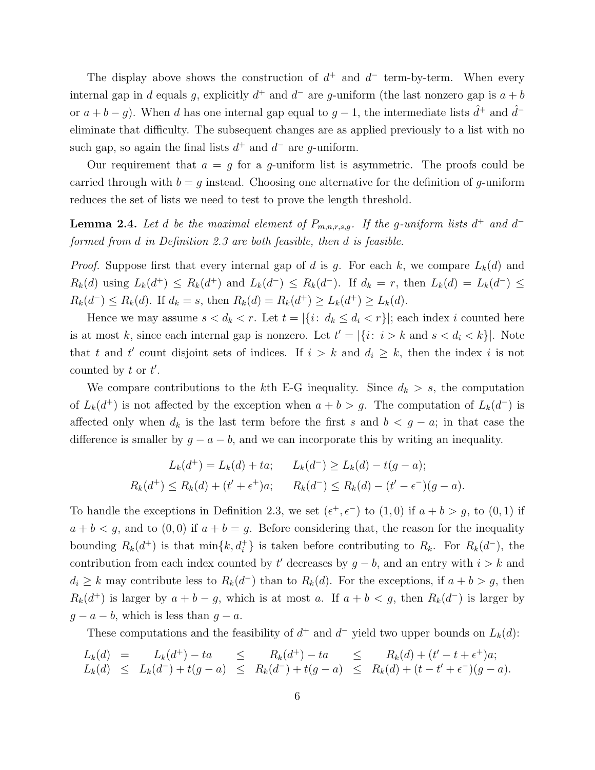The display above shows the construction of $d^+$ and $d^-$ term-by-term. When every internal gap in $d$ equals $g$, explicitly $d^+$ and $d^-$ are $g$-uniform (the last nonzero gap is $a+b$ or $a+b-g$). When $d$ has one internal gap equal to $g-1$, the intermediate lists $\hat{d}^+$ and $\hat{d}^-$ eliminate that difficulty. The subsequent changes are as applied previously to a list with no such gap, so again the final lists $d^+$ and $d^-$ are $g$-uniform.

Our requirement that $a = g$ for a $g$-uniform list is asymmetric. The proofs could be carried through with $b = g$ instead. Choosing one alternative for the definition of $g$-uniform reduces the set of lists we need to test to prove the length threshold.

**Lemma 2.4.** *Let $d$ be the maximal element of $P_{m,n,r,s,g}$. If the $g$-uniform lists $d^+$ and $d^-$ formed from $d$ in Definition 2.3 are both feasible, then $d$ is feasible.*

*Proof.* Suppose first that every internal gap of $d$ is $g$. For each $k$, we compare $L_k(d)$ and $R_k(d)$ using $L_k(d^+) \le R_k(d^+)$ and $L_k(d^-) \le R_k(d^-)$. If $d_k = r$, then $L_k(d) = L_k(d^-) \le R_k(d^-) \le R_k(d)$. If $d_k = s$, then $R_k(d) = R_k(d^+) \ge L_k(d^+) \ge L_k(d)$.

Hence we may assume $s < d_k < r$. Let $t = |\{i\colon\ d_k \le d_i < r\}|$; each index $i$ counted here is at most $k$, since each internal gap is nonzero. Let $t' = |\{i\colon\ i > k \text{ and } s < d_i < k\}|$. Note that $t$ and $t'$ count disjoint sets of indices. If $i > k$ and $d_i \ge k$, then the index $i$ is not counted by $t$ or $t'$.

We compare contributions to the $k$th E-G inequality. Since $d_k > s$, the computation of $L_k(d^+)$ is not affected by the exception when $a + b > g$. The computation of $L_k(d^-)$ is affected only when $d_k$ is the last term before the first $s$ and $b < g - a$; in that case the difference is smaller by $g - a - b$, and we can incorporate this by writing an inequality.

$$
\begin{aligned}
L_k(d^+) &= L_k(d) + ta; &\quad L_k(d^-) &\ge L_k(d) - t(g-a); \\
R_k(d^+) &\le R_k(d) + (t' + \epsilon^+)a; &\quad R_k(d^-) &\le R_k(d) - (t' - \epsilon^-)(g-a).
\end{aligned}
$$

To handle the exceptions in Definition 2.3, we set $(\epsilon^+, \epsilon^-)$ to $(1,0)$ if $a + b > g$, to $(0,1)$ if $a + b < g$, and to $(0,0)$ if $a + b = g$. Before considering that, the reason for the inequality bounding $R_k(d^+)$ is that $\min\{k, d_i^+\}$ is taken before contributing to $R_k$. For $R_k(d^-)$, the contribution from each index counted by $t'$ decreases by $g - b$, and an entry with $i > k$ and $d_i \ge k$ may contribute less to $R_k(d^-)$ than to $R_k(d)$. For the exceptions, if $a + b > g$, then $R_k(d^+)$ is larger by $a + b - g$, which is at most $a$. If $a + b < g$, then $R_k(d^-)$ is larger by $g - a - b$, which is less than $g - a$.

These computations and the feasibility of $d^+$ and $d^-$ yield two upper bounds on $L_k(d)$:

$$
\begin{aligned}
L_k(d) &= L_k(d^+) - ta &\le R_k(d^+) - ta &\le R_k(d) + (t' - t + \epsilon^+)a; \\
L_k(d) &\le L_k(d^-) + t(g-a) &\le R_k(d^-) + t(g-a) &\le R_k(d) + (t - t' + \epsilon^-)(g-a).
\end{aligned}
$$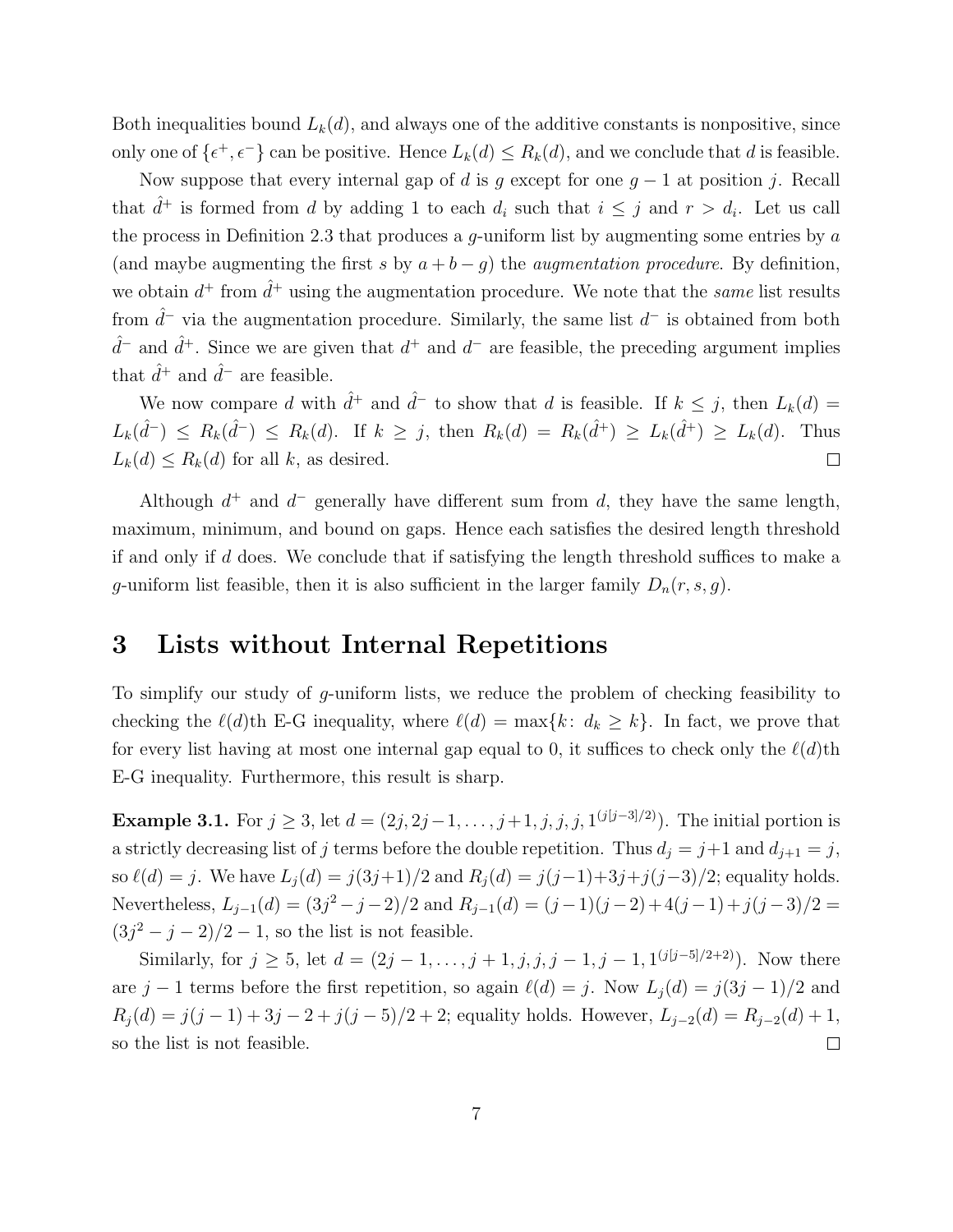Both inequalities bound $L_k(d)$, and always one of the additive constants is nonpositive, since only one of $\{\epsilon^+, \epsilon^-\}$ can be positive. Hence $L_k(d) \le R_k(d)$, and we conclude that $d$ is feasible.

Now suppose that every internal gap of $d$ is $g$ except for one $g-1$ at position $j$. Recall that $\hat{d}^+$ is formed from $d$ by adding 1 to each $d_i$ such that $i \le j$ and $r > d_i$. Let us call the process in Definition 2.3 that produces a $g$-uniform list by augmenting some entries by $a$ (and maybe augmenting the first $s$ by $a+b-g$) the *augmentation procedure*. By definition, we obtain $d^+$ from $\hat{d}^+$ using the augmentation procedure. We note that the *same* list results from $\hat{d}^-$ via the augmentation procedure. Similarly, the same list $d^-$ is obtained from both $\hat{d}^-$ and $\hat{d}^+$. Since we are given that $d^+$ and $d^-$ are feasible, the preceding argument implies that $\hat{d}^+$ and $\hat{d}^-$ are feasible.

We now compare $d$ with $\hat{d}^+$ and $\hat{d}^-$ to show that $d$ is feasible. If $k \le j$, then $L_k(d) = L_k(\hat{d}^-) \le R_k(\hat{d}^-) \le R_k(d)$. If $k \ge j$, then $R_k(d) = R_k(\hat{d}^+) \ge L_k(\hat{d}^+) \ge L_k(d)$. Thus $L_k(d) \le R_k(d)$ for all $k$, as desired. □

Although $d^+$ and $d^-$ generally have different sum from $d$, they have the same length, maximum, minimum, and bound on gaps. Hence each satisfies the desired length threshold if and only if $d$ does. We conclude that if satisfying the length threshold suffices to make a $g$-uniform list feasible, then it is also sufficient in the larger family $D_n(r,s,g)$.

## 3 Lists without Internal Repetitions

To simplify our study of $g$-uniform lists, we reduce the problem of checking feasibility to checking the $\ell(d)$th E-G inequality, where $\ell(d) = \max\{k\colon\, d_k \ge k\}$. In fact, we prove that for every list having at most one internal gap equal to 0, it suffices to check only the $\ell(d)$th E-G inequality. Furthermore, this result is sharp.

**Example 3.1.** For $j \ge 3$, let $d = (2j, 2j-1, \ldots, j+1, j, j, j, 1^{(j[j-3]/2)})$. The initial portion is a strictly decreasing list of $j$ terms before the double repetition. Thus $d_j = j+1$ and $d_{j+1} = j$, so $\ell(d) = j$. We have $L_j(d) = j(3j+1)/2$ and $R_j(d) = j(j-1)+3j+j(j-3)/2$; equality holds. Nevertheless, $L_{j-1}(d) = (3j^2-j-2)/2$ and $R_{j-1}(d) = (j-1)(j-2)+4(j-1)+j(j-3)/2 = (3j^2-j-2)/2-1$, so the list is not feasible.

Similarly, for $j \ge 5$, let $d = (2j-1, \ldots, j+1, j, j, j-1, j-1, 1^{(j[j-5]/2+2)})$. Now there are $j-1$ terms before the first repetition, so again $\ell(d) = j$. Now $L_j(d) = j(3j-1)/2$ and $R_j(d) = j(j-1)+3j-2+j(j-5)/2+2$; equality holds. However, $L_{j-2}(d) = R_{j-2}(d)+1$, so the list is not feasible. □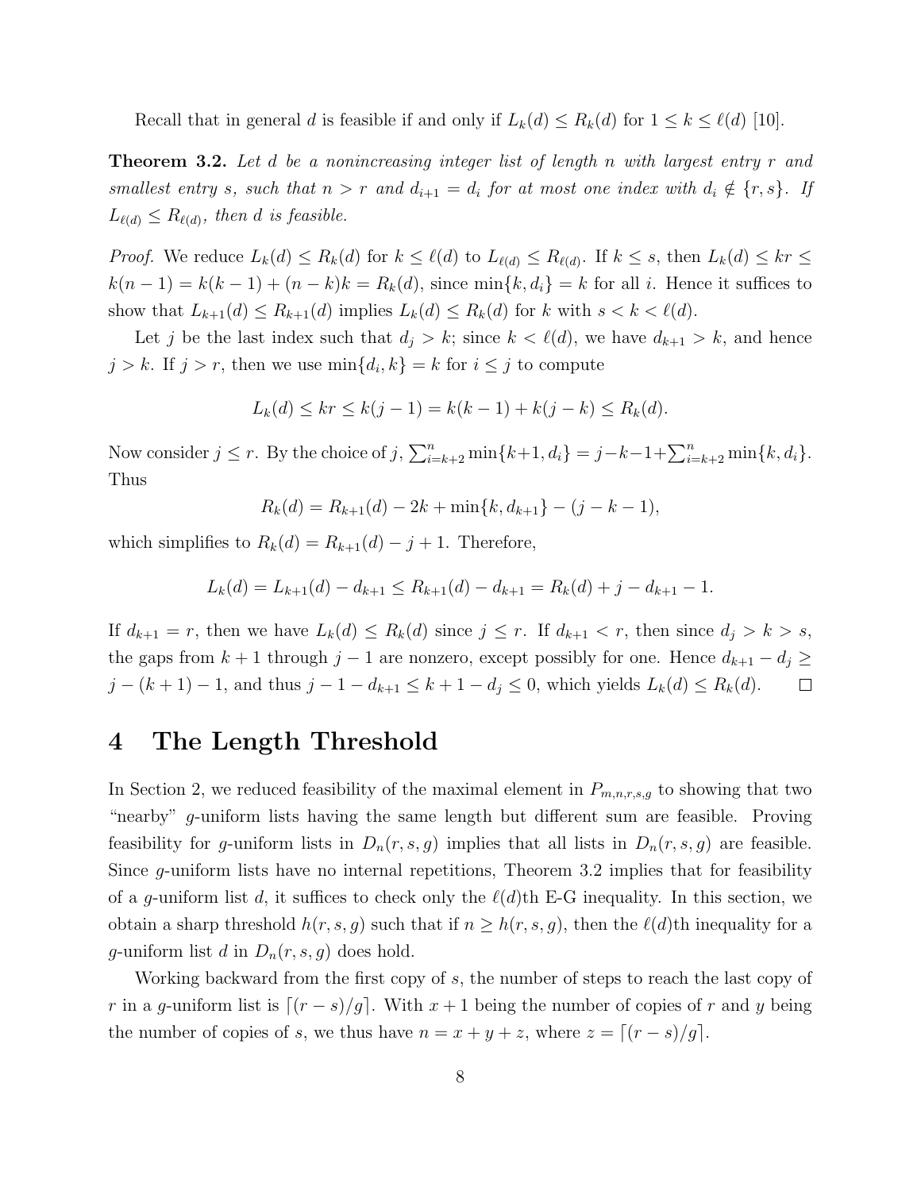Recall that in general $d$ is feasible if and only if $L_k(d) \le R_k(d)$ for $1 \le k \le \ell(d)$ [10].

**Theorem 3.2.** *Let $d$ be a nonincreasing integer list of length $n$ with largest entry $r$ and smallest entry $s$, such that $n > r$ and $d_{i+1} = d_i$ for at most one index with $d_i \notin \{r, s\}$. If $L_{\ell(d)} \le R_{\ell(d)}$, then $d$ is feasible.*

*Proof.* We reduce $L_k(d) \le R_k(d)$ for $k \le \ell(d)$ to $L_{\ell(d)} \le R_{\ell(d)}$. If $k \le s$, then $L_k(d) \le kr \le k(n-1) = k(k-1) + (n-k)k = R_k(d)$, since $\min\{k, d_i\} = k$ for all $i$. Hence it suffices to show that $L_{k+1}(d) \le R_{k+1}(d)$ implies $L_k(d) \le R_k(d)$ for $k$ with $s < k < \ell(d)$.

Let $j$ be the last index such that $d_j > k$; since $k < \ell(d)$, we have $d_{k+1} > k$, and hence $j > k$. If $j > r$, then we use $\min\{d_i, k\} = k$ for $i \le j$ to compute

$$L_k(d) \le kr \le k(j-1) = k(k-1) + k(j-k) \le R_k(d).$$

Now consider $j \le r$. By the choice of $j$, $\sum_{i=k+2}^{n} \min\{k+1, d_i\} = j-k-1+\sum_{i=k+2}^{n} \min\{k, d_i\}$. Thus

$$R_k(d) = R_{k+1}(d) - 2k + \min\{k, d_{k+1}\} - (j-k-1),$$

which simplifies to $R_k(d) = R_{k+1}(d) - j + 1$. Therefore,

$$L_k(d) = L_{k+1}(d) - d_{k+1} \le R_{k+1}(d) - d_{k+1} = R_k(d) + j - d_{k+1} - 1.$$

If $d_{k+1} = r$, then we have $L_k(d) \le R_k(d)$ since $j \le r$. If $d_{k+1} < r$, then since $d_j > k > s$, the gaps from $k+1$ through $j-1$ are nonzero, except possibly for one. Hence $d_{k+1} - d_j \ge j - (k+1) - 1$, and thus $j - 1 - d_{k+1} \le k + 1 - d_j \le 0$, which yields $L_k(d) \le R_k(d)$. □

# 4 The Length Threshold

In Section 2, we reduced feasibility of the maximal element in $P_{m,n,r,s,g}$ to showing that two "nearby" $g$-uniform lists having the same length but different sum are feasible. Proving feasibility for $g$-uniform lists in $D_n(r,s,g)$ implies that all lists in $D_n(r,s,g)$ are feasible. Since $g$-uniform lists have no internal repetitions, Theorem 3.2 implies that for feasibility of a $g$-uniform list $d$, it suffices to check only the $\ell(d)$th E-G inequality. In this section, we obtain a sharp threshold $h(r,s,g)$ such that if $n \ge h(r,s,g)$, then the $\ell(d)$th inequality for a $g$-uniform list $d$ in $D_n(r,s,g)$ does hold.

Working backward from the first copy of $s$, the number of steps to reach the last copy of $r$ in a $g$-uniform list is $\lceil (r-s)/g \rceil$. With $x+1$ being the number of copies of $r$ and $y$ being the number of copies of $s$, we thus have $n = x + y + z$, where $z = \lceil (r-s)/g \rceil$.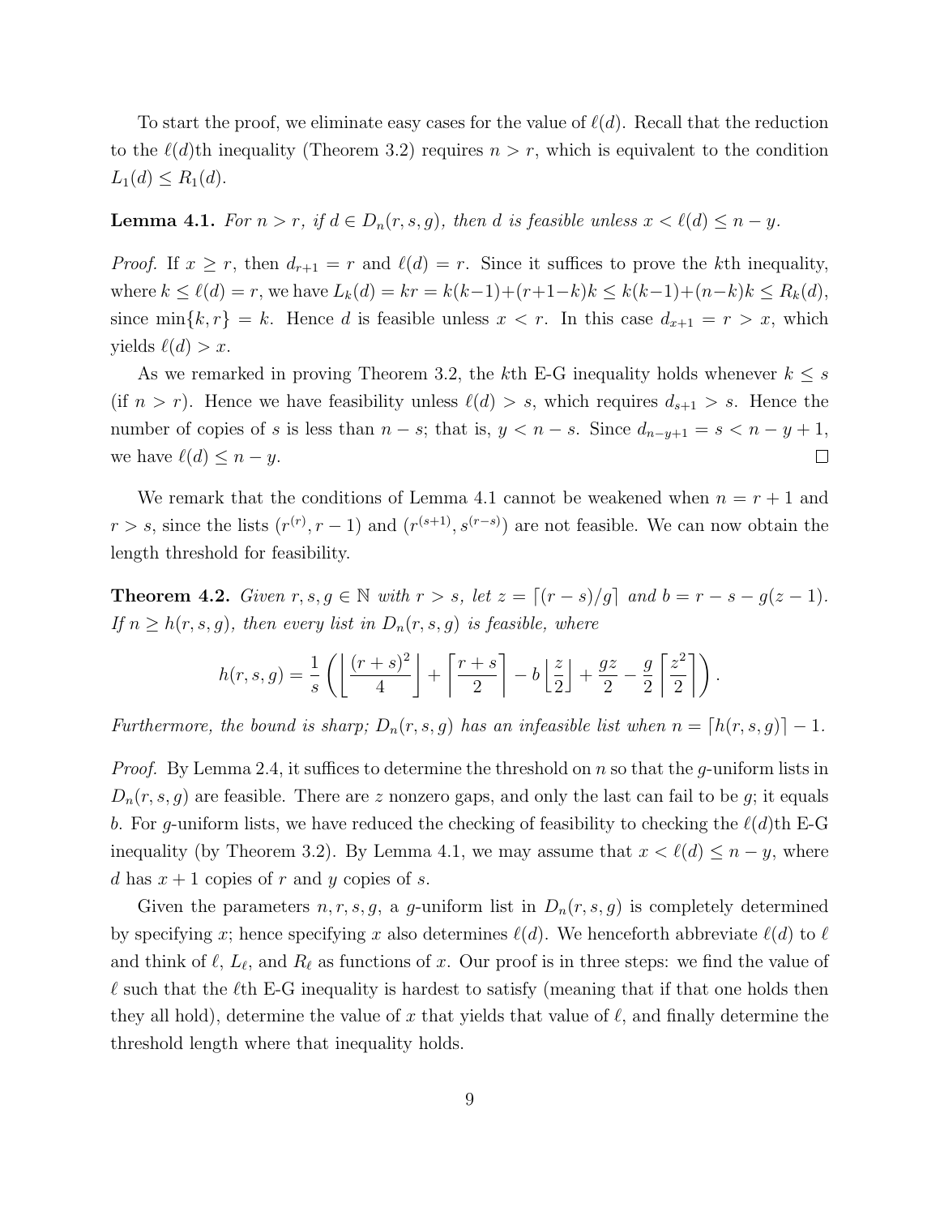To start the proof, we eliminate easy cases for the value of $\ell(d)$. Recall that the reduction to the $\ell(d)$th inequality (Theorem 3.2) requires $n > r$, which is equivalent to the condition $L_1(d) \le R_1(d)$.

**Lemma 4.1.** *For $n > r$, if $d \in D_n(r, s, g)$, then $d$ is feasible unless $x < \ell(d) \le n - y$.*

*Proof.* If $x \ge r$, then $d_{r+1} = r$ and $\ell(d) = r$. Since it suffices to prove the $k$th inequality, where $k \le \ell(d) = r$, we have $L_k(d) = kr = k(k-1) + (r+1-k)k \le k(k-1) + (n-k)k \le R_k(d)$, since $\min\{k, r\} = k$. Hence $d$ is feasible unless $x < r$. In this case $d_{x+1} = r > x$, which yields $\ell(d) > x$.

As we remarked in proving Theorem 3.2, the $k$th E-G inequality holds whenever $k \le s$ (if $n > r$). Hence we have feasibility unless $\ell(d) > s$, which requires $d_{s+1} > s$. Hence the number of copies of $s$ is less than $n - s$; that is, $y < n - s$. Since $d_{n-y+1} = s < n - y + 1$, we have $\ell(d) \le n - y$. $\square$

We remark that the conditions of Lemma 4.1 cannot be weakened when $n = r + 1$ and $r > s$, since the lists $(r^{(r)}, r - 1)$ and $(r^{(s+1)}, s^{(r-s)})$ are not feasible. We can now obtain the length threshold for feasibility.

**Theorem 4.2.** *Given $r, s, g \in \mathbb{N}$ with $r > s$, let $z = \lceil (r - s)/g \rceil$ and $b = r - s - g(z - 1)$. If $n \ge h(r, s, g)$, then every list in $D_n(r, s, g)$ is feasible, where*

$$h(r, s, g) = \frac{1}{s}\left( \left\lfloor \frac{(r+s)^2}{4} \right\rfloor + \left\lceil \frac{r+s}{2} \right\rceil - b \left\lfloor \frac{z}{2} \right\rfloor + \frac{gz}{2} - \frac{g}{2}\left\lceil \frac{z^2}{2} \right\rceil \right).$$

*Furthermore, the bound is sharp; $D_n(r, s, g)$ has an infeasible list when $n = \lceil h(r, s, g) \rceil - 1$.*

*Proof.* By Lemma 2.4, it suffices to determine the threshold on $n$ so that the $g$-uniform lists in $D_n(r, s, g)$ are feasible. There are $z$ nonzero gaps, and only the last can fail to be $g$; it equals $b$. For $g$-uniform lists, we have reduced the checking of feasibility to checking the $\ell(d)$th E-G inequality (by Theorem 3.2). By Lemma 4.1, we may assume that $x < \ell(d) \le n - y$, where $d$ has $x + 1$ copies of $r$ and $y$ copies of $s$.

Given the parameters $n, r, s, g$, a $g$-uniform list in $D_n(r, s, g)$ is completely determined by specifying $x$; hence specifying $x$ also determines $\ell(d)$. We henceforth abbreviate $\ell(d)$ to $\ell$ and think of $\ell$, $L_\ell$, and $R_\ell$ as functions of $x$. Our proof is in three steps: we find the value of $\ell$ such that the $\ell$th E-G inequality is hardest to satisfy (meaning that if that one holds then they all hold), determine the value of $x$ that yields that value of $\ell$, and finally determine the threshold length where that inequality holds.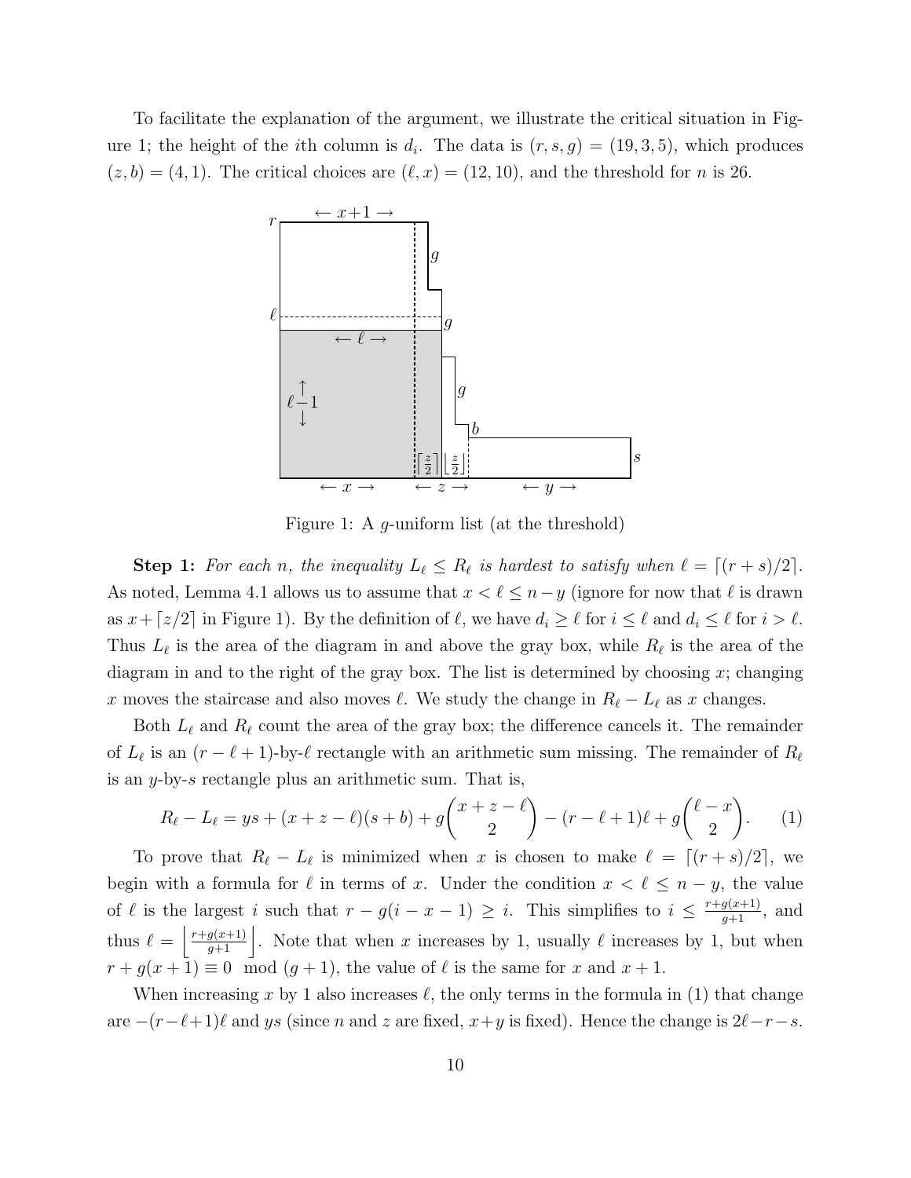To facilitate the explanation of the argument, we illustrate the critical situation in Figure 1; the height of the $i$th column is $d_i$. The data is $(r, s, g) = (19, 3, 5)$, which produces $(z, b) = (4, 1)$. The critical choices are $(\ell, x) = (12, 10)$, and the threshold for $n$ is 26.

Figure 1: A $g$-uniform list (at the threshold)

**Step 1:** *For each $n$, the inequality $L_\ell \le R_\ell$ is hardest to satisfy when $\ell = \lceil (r+s)/2 \rceil$.* As noted, Lemma 4.1 allows us to assume that $x < \ell \le n - y$ (ignore for now that $\ell$ is drawn as $x + \lceil z/2 \rceil$ in Figure 1). By the definition of $\ell$, we have $d_i \ge \ell$ for $i \le \ell$ and $d_i \le \ell$ for $i > \ell$. Thus $L_\ell$ is the area of the diagram in and above the gray box, while $R_\ell$ is the area of the diagram in and to the right of the gray box. The list is determined by choosing $x$; changing $x$ moves the staircase and also moves $\ell$. We study the change in $R_\ell - L_\ell$ as $x$ changes.

Both $L_\ell$ and $R_\ell$ count the area of the gray box; the difference cancels it. The remainder of $L_\ell$ is an $(r - \ell + 1)$-by-$\ell$ rectangle with an arithmetic sum missing. The remainder of $R_\ell$ is an $y$-by-$s$ rectangle plus an arithmetic sum. That is,

$$R_\ell - L_\ell = ys + (x + z - \ell)(s + b) + g\binom{x + z - \ell}{2} - (r - \ell + 1)\ell + g\binom{\ell - x}{2}. \qquad (1)$$

To prove that $R_\ell - L_\ell$ is minimized when $x$ is chosen to make $\ell = \lceil (r+s)/2 \rceil$, we begin with a formula for $\ell$ in terms of $x$. Under the condition $x < \ell \le n - y$, the value of $\ell$ is the largest $i$ such that $r - g(i - x - 1) \ge i$. This simplifies to $i \le \frac{r + g(x+1)}{g+1}$, and thus $\ell = \left\lfloor \frac{r+g(x+1)}{g+1} \right\rfloor$. Note that when $x$ increases by 1, usually $\ell$ increases by 1, but when $r + g(x+1) \equiv 0 \mod (g+1)$, the value of $\ell$ is the same for $x$ and $x+1$.

When increasing $x$ by 1 also increases $\ell$, the only terms in the formula in (1) that change are $-(r - \ell + 1)\ell$ and $ys$ (since $n$ and $z$ are fixed, $x + y$ is fixed). Hence the change is $2\ell - r - s$.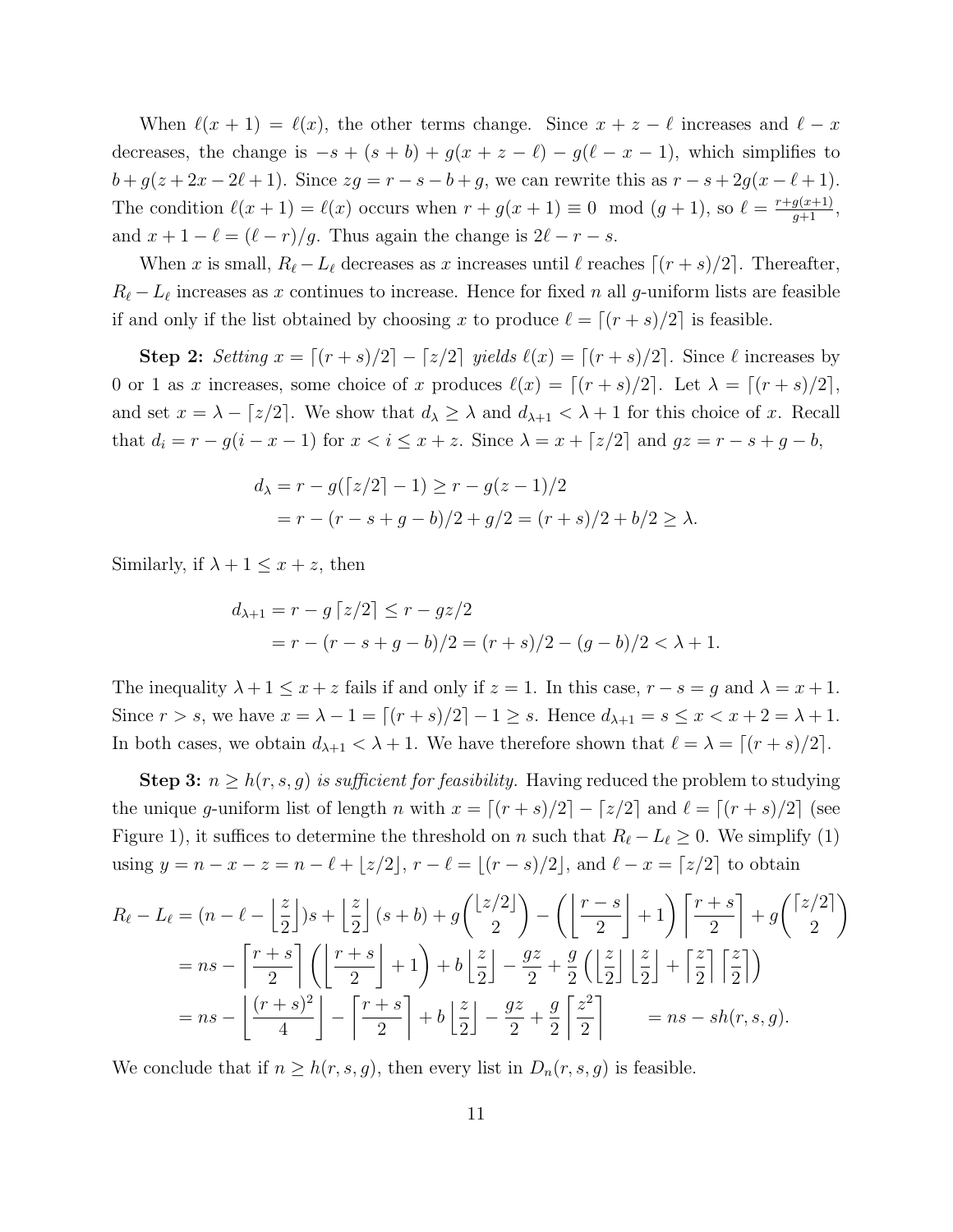When $\ell(x+1) = \ell(x)$, the other terms change. Since $x + z - \ell$ increases and $\ell - x$ decreases, the change is $-s + (s+b) + g(x+z-\ell) - g(\ell - x - 1)$, which simplifies to $b + g(z + 2x - 2\ell + 1)$. Since $zg = r - s - b + g$, we can rewrite this as $r - s + 2g(x - \ell + 1)$. The condition $\ell(x+1) = \ell(x)$ occurs when $r + g(x+1) \equiv 0 \mod (g+1)$, so $\ell = \frac{r+g(x+1)}{g+1}$, and $x + 1 - \ell = (\ell - r)/g$. Thus again the change is $2\ell - r - s$.

When $x$ is small, $R_\ell - L_\ell$ decreases as $x$ increases until $\ell$ reaches $\lceil (r+s)/2 \rceil$. Thereafter, $R_\ell - L_\ell$ increases as $x$ continues to increase. Hence for fixed $n$ all $g$-uniform lists are feasible if and only if the list obtained by choosing $x$ to produce $\ell = \lceil (r+s)/2 \rceil$ is feasible.

**Step 2:** *Setting $x = \lceil (r+s)/2 \rceil - \lceil z/2 \rceil$ yields $\ell(x) = \lceil (r+s)/2 \rceil$.* Since $\ell$ increases by 0 or 1 as $x$ increases, some choice of $x$ produces $\ell(x) = \lceil (r+s)/2 \rceil$. Let $\lambda = \lceil (r+s)/2 \rceil$, and set $x = \lambda - \lceil z/2 \rceil$. We show that $d_\lambda \geq \lambda$ and $d_{\lambda+1} < \lambda + 1$ for this choice of $x$. Recall that $d_i = r - g(i - x - 1)$ for $x < i \leq x + z$. Since $\lambda = x + \lceil z/2 \rceil$ and $gz = r - s + g - b$,

$$
\begin{aligned}
d_\lambda &= r - g(\lceil z/2 \rceil - 1) \geq r - g(z-1)/2 \\
&= r - (r - s + g - b)/2 + g/2 = (r+s)/2 + b/2 \geq \lambda.
\end{aligned}
$$

Similarly, if $\lambda + 1 \leq x + z$, then

$$
\begin{aligned}
d_{\lambda+1} &= r - g\lceil z/2 \rceil \leq r - gz/2 \\
&= r - (r - s + g - b)/2 = (r+s)/2 - (g-b)/2 < \lambda + 1.
\end{aligned}
$$

The inequality $\lambda + 1 \leq x + z$ fails if and only if $z = 1$. In this case, $r - s = g$ and $\lambda = x + 1$. Since $r > s$, we have $x = \lambda - 1 = \lceil (r+s)/2 \rceil - 1 \geq s$. Hence $d_{\lambda+1} = s \leq x < x + 2 = \lambda + 1$. In both cases, we obtain $d_{\lambda+1} < \lambda + 1$. We have therefore shown that $\ell = \lambda = \lceil (r+s)/2 \rceil$.

**Step 3:** *$n \geq h(r,s,g)$ is sufficient for feasibility.* Having reduced the problem to studying the unique $g$-uniform list of length $n$ with $x = \lceil (r+s)/2 \rceil - \lceil z/2 \rceil$ and $\ell = \lceil (r+s)/2 \rceil$ (see Figure 1), it suffices to determine the threshold on $n$ such that $R_\ell - L_\ell \geq 0$. We simplify (1) using $y = n - x - z = n - \ell + \lfloor z/2 \rfloor$, $r - \ell = \lfloor (r-s)/2 \rfloor$, and $\ell - x = \lceil z/2 \rceil$ to obtain

$$
\begin{aligned}
R_\ell - L_\ell &= (n - \ell - \left\lfloor \frac{z}{2} \right\rfloor)s + \left\lfloor \frac{z}{2} \right\rfloor (s+b) + g\binom{\lfloor z/2 \rfloor}{2} - \left( \left\lfloor \frac{r-s}{2} \right\rfloor + 1 \right) \left\lceil \frac{r+s}{2} \right\rceil + g\binom{\lceil z/2 \rceil}{2} \\
&= ns - \left\lceil \frac{r+s}{2} \right\rceil \left( \left\lfloor \frac{r+s}{2} \right\rfloor + 1 \right) + b\left\lfloor \frac{z}{2} \right\rfloor - \frac{gz}{2} + \frac{g}{2}\left( \left\lfloor \frac{z}{2} \right\rfloor \left\lfloor \frac{z}{2} \right\rfloor + \left\lceil \frac{z}{2} \right\rceil \left\lceil \frac{z}{2} \right\rceil \right) \\
&= ns - \left\lfloor \frac{(r+s)^2}{4} \right\rfloor - \left\lceil \frac{r+s}{2} \right\rceil + b\left\lfloor \frac{z}{2} \right\rfloor - \frac{gz}{2} + \frac{g}{2}\left\lceil \frac{z^2}{2} \right\rceil \qquad = ns - sh(r,s,g).
\end{aligned}
$$

We conclude that if $n \geq h(r,s,g)$, then every list in $D_n(r,s,g)$ is feasible.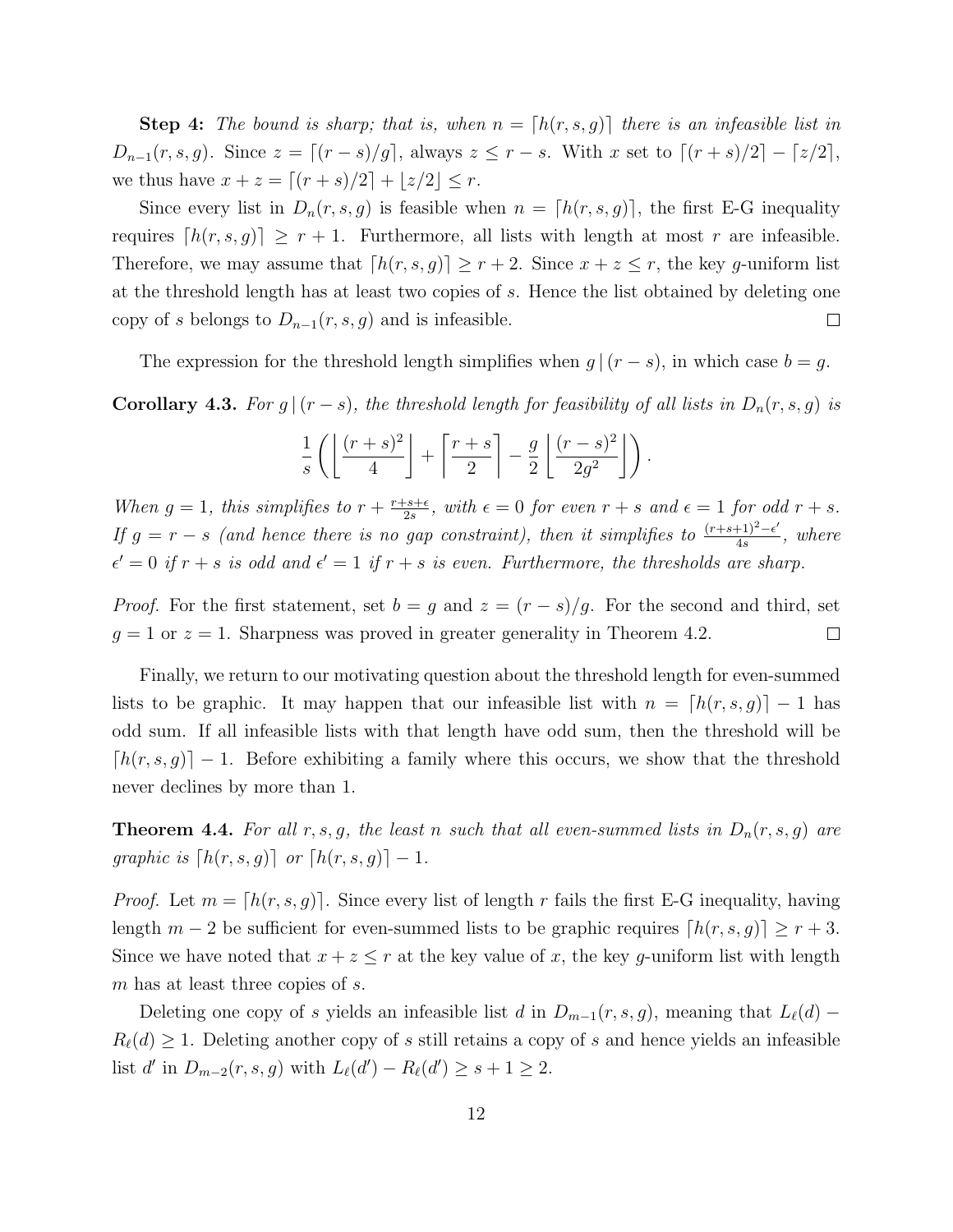**Step 4:** *The bound is sharp; that is, when $n = \lceil h(r, s, g) \rceil$ there is an infeasible list in $D_{n-1}(r, s, g)$.* Since $z = \lceil (r - s)/g \rceil$, always $z \leq r - s$. With $x$ set to $\lceil (r + s)/2 \rceil - \lceil z/2 \rceil$, we thus have $x + z = \lceil (r + s)/2 \rceil + \lfloor z/2 \rfloor \leq r$.

Since every list in $D_n(r, s, g)$ is feasible when $n = \lceil h(r, s, g) \rceil$, the first E-G inequality requires $\lceil h(r, s, g) \rceil \geq r + 1$. Furthermore, all lists with length at most $r$ are infeasible. Therefore, we may assume that $\lceil h(r, s, g) \rceil \geq r + 2$. Since $x + z \leq r$, the key $g$-uniform list at the threshold length has at least two copies of $s$. Hence the list obtained by deleting one copy of $s$ belongs to $D_{n-1}(r, s, g)$ and is infeasible. □

The expression for the threshold length simplifies when $g \mid (r - s)$, in which case $b = g$.

**Corollary 4.3.** *For $g \mid (r - s)$, the threshold length for feasibility of all lists in $D_n(r, s, g)$ is*

$$\frac{1}{s}\left( \left\lfloor \frac{(r+s)^2}{4} \right\rfloor + \left\lceil \frac{r+s}{2} \right\rceil - \frac{g}{2} \left\lfloor \frac{(r-s)^2}{2g^2} \right\rfloor \right).$$

*When $g = 1$, this simplifies to $r + \frac{r+s+\epsilon}{2s}$, with $\epsilon = 0$ for even $r + s$ and $\epsilon = 1$ for odd $r + s$. If $g = r - s$ (and hence there is no gap constraint), then it simplifies to $\frac{(r+s+1)^2 - \epsilon'}{4s}$, where $\epsilon' = 0$ if $r + s$ is odd and $\epsilon' = 1$ if $r + s$ is even. Furthermore, the thresholds are sharp.*

*Proof.* For the first statement, set $b = g$ and $z = (r - s)/g$. For the second and third, set $g = 1$ or $z = 1$. Sharpness was proved in greater generality in Theorem 4.2. □

Finally, we return to our motivating question about the threshold length for even-summed lists to be graphic. It may happen that our infeasible list with $n = \lceil h(r, s, g) \rceil - 1$ has odd sum. If all infeasible lists with that length have odd sum, then the threshold will be $\lceil h(r, s, g) \rceil - 1$. Before exhibiting a family where this occurs, we show that the threshold never declines by more than 1.

**Theorem 4.4.** *For all $r, s, g$, the least $n$ such that all even-summed lists in $D_n(r, s, g)$ are graphic is $\lceil h(r, s, g) \rceil$ or $\lceil h(r, s, g) \rceil - 1$.*

*Proof.* Let $m = \lceil h(r, s, g) \rceil$. Since every list of length $r$ fails the first E-G inequality, having length $m - 2$ be sufficient for even-summed lists to be graphic requires $\lceil h(r, s, g) \rceil \geq r + 3$. Since we have noted that $x + z \leq r$ at the key value of $x$, the key $g$-uniform list with length $m$ has at least three copies of $s$.

Deleting one copy of $s$ yields an infeasible list $d$ in $D_{m-1}(r, s, g)$, meaning that $L_\ell(d) - R_\ell(d) \geq 1$. Deleting another copy of $s$ still retains a copy of $s$ and hence yields an infeasible list $d'$ in $D_{m-2}(r, s, g)$ with $L_\ell(d') - R_\ell(d') \geq s + 1 \geq 2$.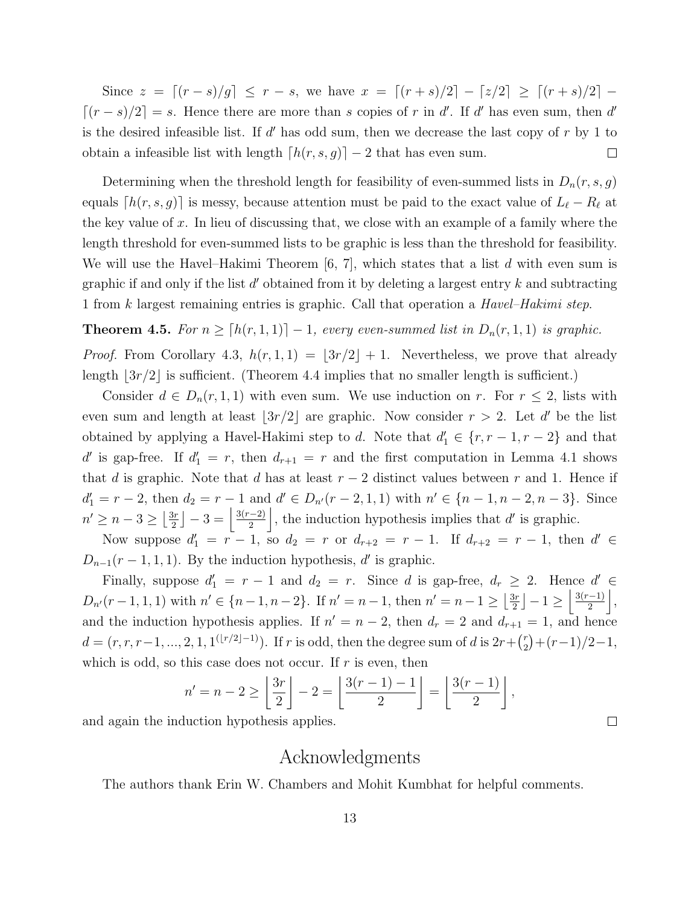Since $z = \lceil (r-s)/g \rceil \le r-s$, we have $x = \lceil (r+s)/2 \rceil - \lceil z/2 \rceil \ge \lceil (r+s)/2 \rceil - \lceil (r-s)/2 \rceil = s$. Hence there are more than $s$ copies of $r$ in $d'$. If $d'$ has even sum, then $d'$ is the desired infeasible list. If $d'$ has odd sum, then we decrease the last copy of $r$ by 1 to obtain a infeasible list with length $\lceil h(r,s,g) \rceil - 2$ that has even sum. □

Determining when the threshold length for feasibility of even-summed lists in $D_n(r,s,g)$ equals $\lceil h(r,s,g) \rceil$ is messy, because attention must be paid to the exact value of $L_\ell - R_\ell$ at the key value of $x$. In lieu of discussing that, we close with an example of a family where the length threshold for even-summed lists to be graphic is less than the threshold for feasibility. We will use the Havel–Hakimi Theorem [6, 7], which states that a list $d$ with even sum is graphic if and only if the list $d'$ obtained from it by deleting a largest entry $k$ and subtracting 1 from $k$ largest remaining entries is graphic. Call that operation a *Havel–Hakimi step*.

**Theorem 4.5.** *For $n \ge \lceil h(r,1,1) \rceil - 1$, every even-summed list in $D_n(r,1,1)$ is graphic.*

*Proof.* From Corollary 4.3, $h(r,1,1) = \lfloor 3r/2 \rfloor + 1$. Nevertheless, we prove that already length $\lfloor 3r/2 \rfloor$ is sufficient. (Theorem 4.4 implies that no smaller length is sufficient.)

Consider $d \in D_n(r,1,1)$ with even sum. We use induction on $r$. For $r \le 2$, lists with even sum and length at least $\lfloor 3r/2 \rfloor$ are graphic. Now consider $r > 2$. Let $d'$ be the list obtained by applying a Havel-Hakimi step to $d$. Note that $d'_1 \in \{r, r-1, r-2\}$ and that $d'$ is gap-free. If $d'_1 = r$, then $d_{r+1} = r$ and the first computation in Lemma 4.1 shows that $d$ is graphic. Note that $d$ has at least $r-2$ distinct values between $r$ and 1. Hence if $d'_1 = r-2$, then $d_2 = r-1$ and $d' \in D_{n'}(r-2,1,1)$ with $n' \in \{n-1, n-2, n-3\}$. Since $n' \ge n-3 \ge \lfloor \frac{3r}{2} \rfloor - 3 = \left\lfloor \frac{3(r-2)}{2} \right\rfloor$, the induction hypothesis implies that $d'$ is graphic.

Now suppose $d'_1 = r-1$, so $d_2 = r$ or $d_{r+2} = r-1$. If $d_{r+2} = r-1$, then $d' \in D_{n-1}(r-1,1,1)$. By the induction hypothesis, $d'$ is graphic.

Finally, suppose $d'_1 = r-1$ and $d_2 = r$. Since $d$ is gap-free, $d_r \ge 2$. Hence $d' \in D_{n'}(r-1,1,1)$ with $n' \in \{n-1, n-2\}$. If $n' = n-1$, then $n' = n-1 \ge \lfloor \frac{3r}{2} \rfloor - 1 \ge \left\lfloor \frac{3(r-1)}{2} \right\rfloor$, and the induction hypothesis applies. If $n' = n-2$, then $d_r = 2$ and $d_{r+1} = 1$, and hence $d = (r, r, r-1, ..., 2, 1, 1^{(\lfloor r/2 \rfloor - 1)})$. If $r$ is odd, then the degree sum of $d$ is $2r + \binom{r}{2} + (r-1)/2 - 1$, which is odd, so this case does not occur. If $r$ is even, then

$$n' = n - 2 \ge \left\lfloor \frac{3r}{2} \right\rfloor - 2 = \left\lfloor \frac{3(r-1)-1}{2} \right\rfloor = \left\lfloor \frac{3(r-1)}{2} \right\rfloor,$$

and again the induction hypothesis applies. □

# Acknowledgments

The authors thank Erin W. Chambers and Mohit Kumbhat for helpful comments.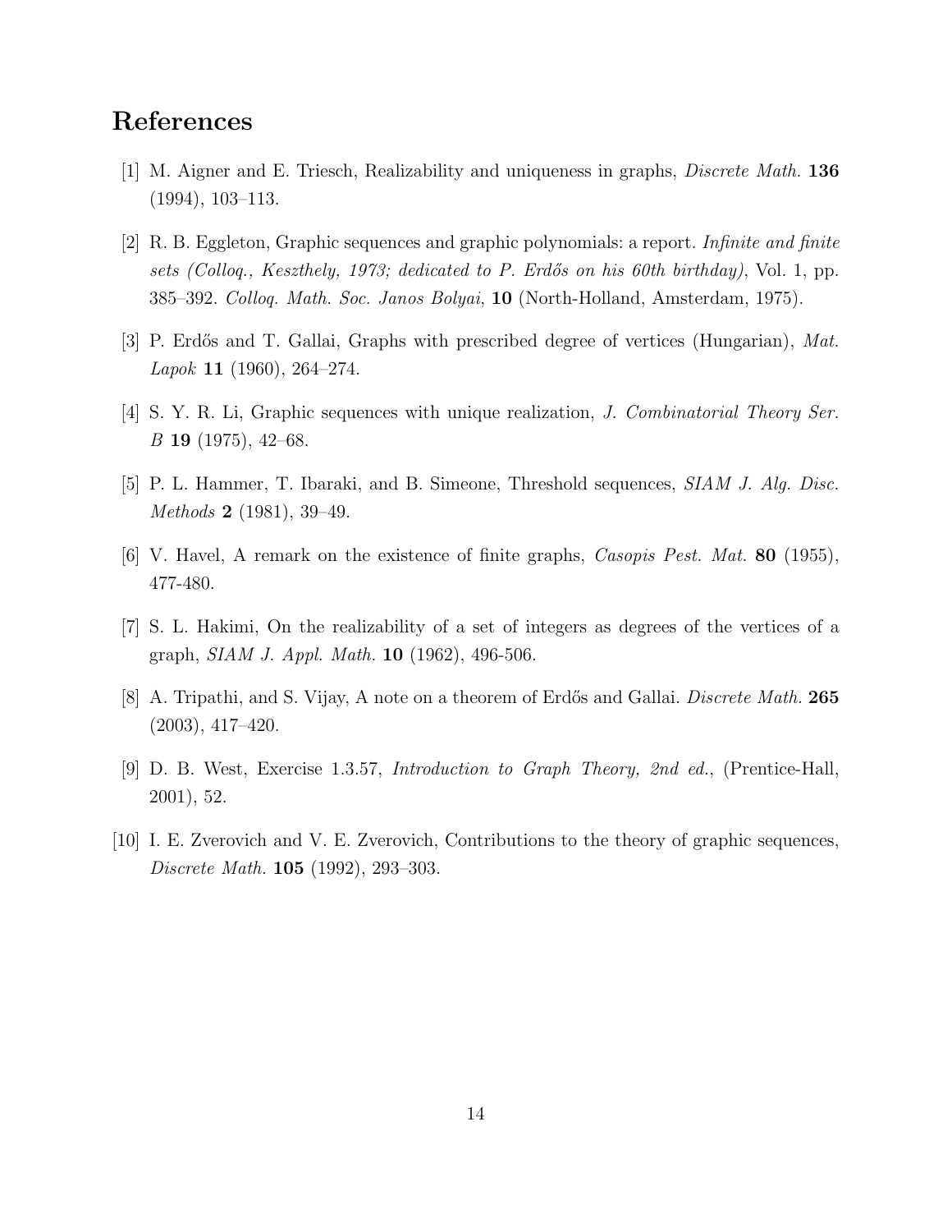## References

[1] M. Aigner and E. Triesch, Realizability and uniqueness in graphs, *Discrete Math.* **136** (1994), 103–113.

[2] R. B. Eggleton, Graphic sequences and graphic polynomials: a report. *Infinite and finite sets (Colloq., Keszthely, 1973; dedicated to P. Erdős on his 60th birthday)*, Vol. 1, pp. 385–392. *Colloq. Math. Soc. Janos Bolyai*, **10** (North-Holland, Amsterdam, 1975).

[3] P. Erdős and T. Gallai, Graphs with prescribed degree of vertices (Hungarian), *Mat. Lapok* **11** (1960), 264–274.

[4] S. Y. R. Li, Graphic sequences with unique realization, *J. Combinatorial Theory Ser. B* **19** (1975), 42–68.

[5] P. L. Hammer, T. Ibaraki, and B. Simeone, Threshold sequences, *SIAM J. Alg. Disc. Methods* **2** (1981), 39–49.

[6] V. Havel, A remark on the existence of finite graphs, *Casopis Pest. Mat.* **80** (1955), 477-480.

[7] S. L. Hakimi, On the realizability of a set of integers as degrees of the vertices of a graph, *SIAM J. Appl. Math.* **10** (1962), 496-506.

[8] A. Tripathi, and S. Vijay, A note on a theorem of Erdős and Gallai. *Discrete Math.* **265** (2003), 417–420.

[9] D. B. West, Exercise 1.3.57, *Introduction to Graph Theory, 2nd ed.*, (Prentice-Hall, 2001), 52.

[10] I. E. Zverovich and V. E. Zverovich, Contributions to the theory of graphic sequences, *Discrete Math.* **105** (1992), 293–303.